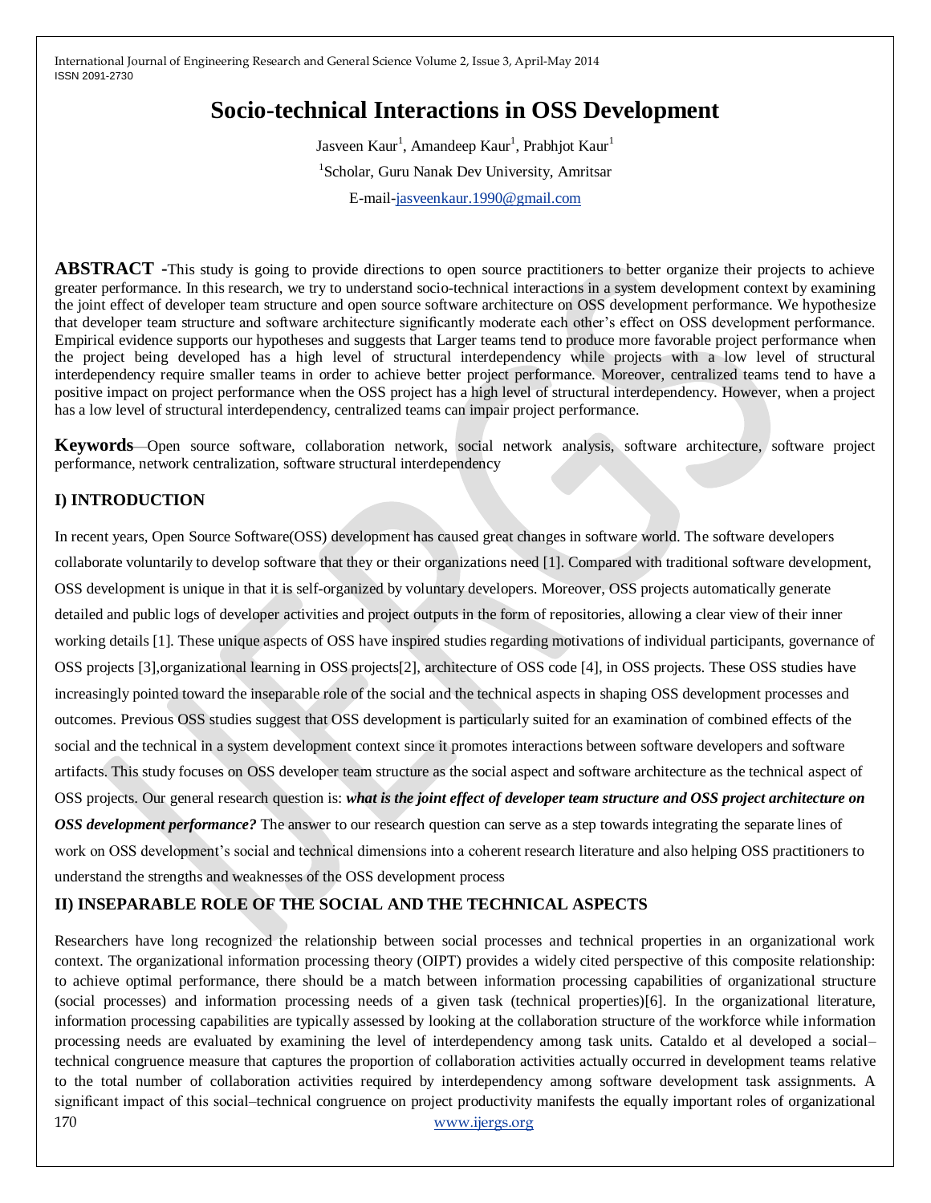# Socio-technical Interactions in OSS Development

Jasveen Kaur[1], Amandeep Kaur[1], Prabhjot Kaur[1]

[1]Scholar, Guru Nanak Dev University, Amritsar

E-mail-jasveenkaur.1990@gmail.com

**ABSTRACT** -This study is going to provide directions to open source practitioners to better organize their projects to achieve greater performance. In this research, we try to understand socio-technical interactions in a system development context by examining the joint effect of developer team structure and open source software architecture on OSS development performance. We hypothesize that developer team structure and software architecture significantly moderate each other's effect on OSS development performance. Empirical evidence supports our hypotheses and suggests that Larger teams tend to produce more favorable project performance when the project being developed has a high level of structural interdependency while projects with a low level of structural interdependency require smaller teams in order to achieve better project performance. Moreover, centralized teams tend to have a positive impact on project performance when the OSS project has a high level of structural interdependency. However, when a project has a low level of structural interdependency, centralized teams can impair project performance.

**Keywords**—Open source software, collaboration network, social network analysis, software architecture, software project performance, network centralization, software structural interdependency

## I) INTRODUCTION

In recent years, Open Source Software(OSS) development has caused great changes in software world. The software developers collaborate voluntarily to develop software that they or their organizations need [1]. Compared with traditional software development, OSS development is unique in that it is self-organized by voluntary developers. Moreover, OSS projects automatically generate detailed and public logs of developer activities and project outputs in the form of repositories, allowing a clear view of their inner working details [1]. These unique aspects of OSS have inspired studies regarding motivations of individual participants, governance of OSS projects [3],organizational learning in OSS projects[2], architecture of OSS code [4], in OSS projects. These OSS studies have increasingly pointed toward the inseparable role of the social and the technical aspects in shaping OSS development processes and outcomes. Previous OSS studies suggest that OSS development is particularly suited for an examination of combined effects of the social and the technical in a system development context since it promotes interactions between software developers and software artifacts. This study focuses on OSS developer team structure as the social aspect and software architecture as the technical aspect of OSS projects. Our general research question is: ***what is the joint effect of developer team structure and OSS project architecture on OSS development performance?*** The answer to our research question can serve as a step towards integrating the separate lines of work on OSS development's social and technical dimensions into a coherent research literature and also helping OSS practitioners to understand the strengths and weaknesses of the OSS development process

## II) INSEPARABLE ROLE OF THE SOCIAL AND THE TECHNICAL ASPECTS

Researchers have long recognized the relationship between social processes and technical properties in an organizational work context. The organizational information processing theory (OIPT) provides a widely cited perspective of this composite relationship: to achieve optimal performance, there should be a match between information processing capabilities of organizational structure (social processes) and information processing needs of a given task (technical properties)[6]. In the organizational literature, information processing capabilities are typically assessed by looking at the collaboration structure of the workforce while information processing needs are evaluated by examining the level of interdependency among task units. Cataldo et al developed a social–technical congruence measure that captures the proportion of collaboration activities actually occurred in development teams relative to the total number of collaboration activities required by interdependency among software development task assignments. A significant impact of this social–technical congruence on project productivity manifests the equally important roles of organizational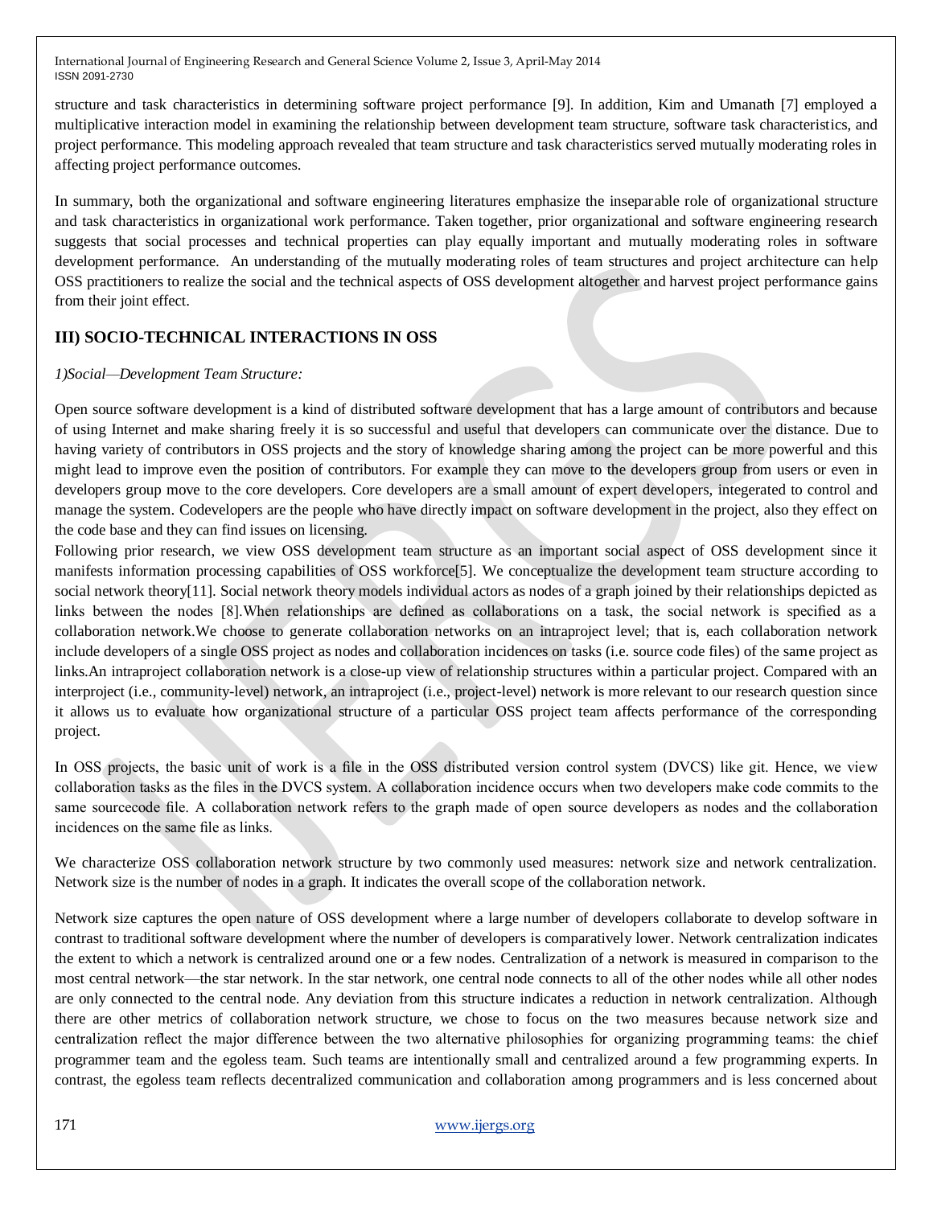structure and task characteristics in determining software project performance [9]. In addition, Kim and Umanath [7] employed a multiplicative interaction model in examining the relationship between development team structure, software task characteristics, and project performance. This modeling approach revealed that team structure and task characteristics served mutually moderating roles in affecting project performance outcomes.

In summary, both the organizational and software engineering literatures emphasize the inseparable role of organizational structure and task characteristics in organizational work performance. Taken together, prior organizational and software engineering research suggests that social processes and technical properties can play equally important and mutually moderating roles in software development performance. An understanding of the mutually moderating roles of team structures and project architecture can help OSS practitioners to realize the social and the technical aspects of OSS development altogether and harvest project performance gains from their joint effect.

## III) SOCIO-TECHNICAL INTERACTIONS IN OSS

*1)Social—Development Team Structure:*

Open source software development is a kind of distributed software development that has a large amount of contributors and because of using Internet and make sharing freely it is so successful and useful that developers can communicate over the distance. Due to having variety of contributors in OSS projects and the story of knowledge sharing among the project can be more powerful and this might lead to improve even the position of contributors. For example they can move to the developers group from users or even in developers group move to the core developers. Core developers are a small amount of expert developers, integerated to control and manage the system. Codevelopers are the people who have directly impact on software development in the project, also they effect on the code base and they can find issues on licensing.

Following prior research, we view OSS development team structure as an important social aspect of OSS development since it manifests information processing capabilities of OSS workforce[5]. We conceptualize the development team structure according to social network theory[11]. Social network theory models individual actors as nodes of a graph joined by their relationships depicted as links between the nodes [8].When relationships are defined as collaborations on a task, the social network is specified as a collaboration network.We choose to generate collaboration networks on an intraproject level; that is, each collaboration network include developers of a single OSS project as nodes and collaboration incidences on tasks (i.e. source code files) of the same project as links.An intraproject collaboration network is a close-up view of relationship structures within a particular project. Compared with an interproject (i.e., community-level) network, an intraproject (i.e., project-level) network is more relevant to our research question since it allows us to evaluate how organizational structure of a particular OSS project team affects performance of the corresponding project.

In OSS projects, the basic unit of work is a file in the OSS distributed version control system (DVCS) like git. Hence, we view collaboration tasks as the files in the DVCS system. A collaboration incidence occurs when two developers make code commits to the same sourcecode file. A collaboration network refers to the graph made of open source developers as nodes and the collaboration incidences on the same file as links.

We characterize OSS collaboration network structure by two commonly used measures: network size and network centralization. Network size is the number of nodes in a graph. It indicates the overall scope of the collaboration network.

Network size captures the open nature of OSS development where a large number of developers collaborate to develop software in contrast to traditional software development where the number of developers is comparatively lower. Network centralization indicates the extent to which a network is centralized around one or a few nodes. Centralization of a network is measured in comparison to the most central network—the star network. In the star network, one central node connects to all of the other nodes while all other nodes are only connected to the central node. Any deviation from this structure indicates a reduction in network centralization. Although there are other metrics of collaboration network structure, we chose to focus on the two measures because network size and centralization reflect the major difference between the two alternative philosophies for organizing programming teams: the chief programmer team and the egoless team. Such teams are intentionally small and centralized around a few programming experts. In contrast, the egoless team reflects decentralized communication and collaboration among programmers and is less concerned about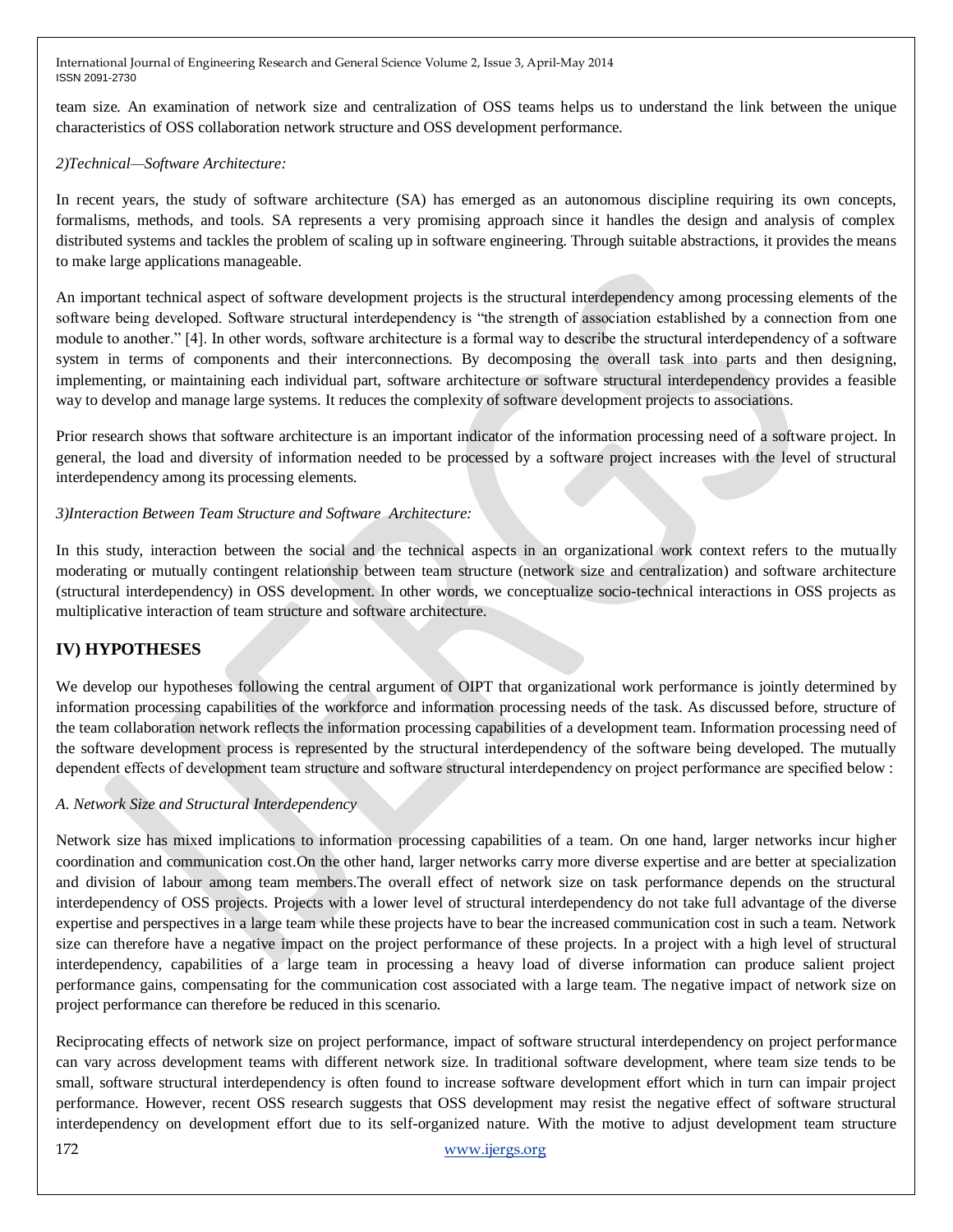team size. An examination of network size and centralization of OSS teams helps us to understand the link between the unique characteristics of OSS collaboration network structure and OSS development performance.

*2)Technical—Software Architecture:*

In recent years, the study of software architecture (SA) has emerged as an autonomous discipline requiring its own concepts, formalisms, methods, and tools. SA represents a very promising approach since it handles the design and analysis of complex distributed systems and tackles the problem of scaling up in software engineering. Through suitable abstractions, it provides the means to make large applications manageable.

An important technical aspect of software development projects is the structural interdependency among processing elements of the software being developed. Software structural interdependency is "the strength of association established by a connection from one module to another." [4]. In other words, software architecture is a formal way to describe the structural interdependency of a software system in terms of components and their interconnections. By decomposing the overall task into parts and then designing, implementing, or maintaining each individual part, software architecture or software structural interdependency provides a feasible way to develop and manage large systems. It reduces the complexity of software development projects to associations.

Prior research shows that software architecture is an important indicator of the information processing need of a software project. In general, the load and diversity of information needed to be processed by a software project increases with the level of structural interdependency among its processing elements.

*3)Interaction Between Team Structure and Software Architecture:*

In this study, interaction between the social and the technical aspects in an organizational work context refers to the mutually moderating or mutually contingent relationship between team structure (network size and centralization) and software architecture (structural interdependency) in OSS development. In other words, we conceptualize socio-technical interactions in OSS projects as multiplicative interaction of team structure and software architecture.

## IV) HYPOTHESES

We develop our hypotheses following the central argument of OIPT that organizational work performance is jointly determined by information processing capabilities of the workforce and information processing needs of the task. As discussed before, structure of the team collaboration network reflects the information processing capabilities of a development team. Information processing need of the software development process is represented by the structural interdependency of the software being developed. The mutually dependent effects of development team structure and software structural interdependency on project performance are specified below :

*A. Network Size and Structural Interdependency*

Network size has mixed implications to information processing capabilities of a team. On one hand, larger networks incur higher coordination and communication cost.On the other hand, larger networks carry more diverse expertise and are better at specialization and division of labour among team members.The overall effect of network size on task performance depends on the structural interdependency of OSS projects. Projects with a lower level of structural interdependency do not take full advantage of the diverse expertise and perspectives in a large team while these projects have to bear the increased communication cost in such a team. Network size can therefore have a negative impact on the project performance of these projects. In a project with a high level of structural interdependency, capabilities of a large team in processing a heavy load of diverse information can produce salient project performance gains, compensating for the communication cost associated with a large team. The negative impact of network size on project performance can therefore be reduced in this scenario.

Reciprocating effects of network size on project performance, impact of software structural interdependency on project performance can vary across development teams with different network size. In traditional software development, where team size tends to be small, software structural interdependency is often found to increase software development effort which in turn can impair project performance. However, recent OSS research suggests that OSS development may resist the negative effect of software structural interdependency on development effort due to its self-organized nature. With the motive to adjust development team structure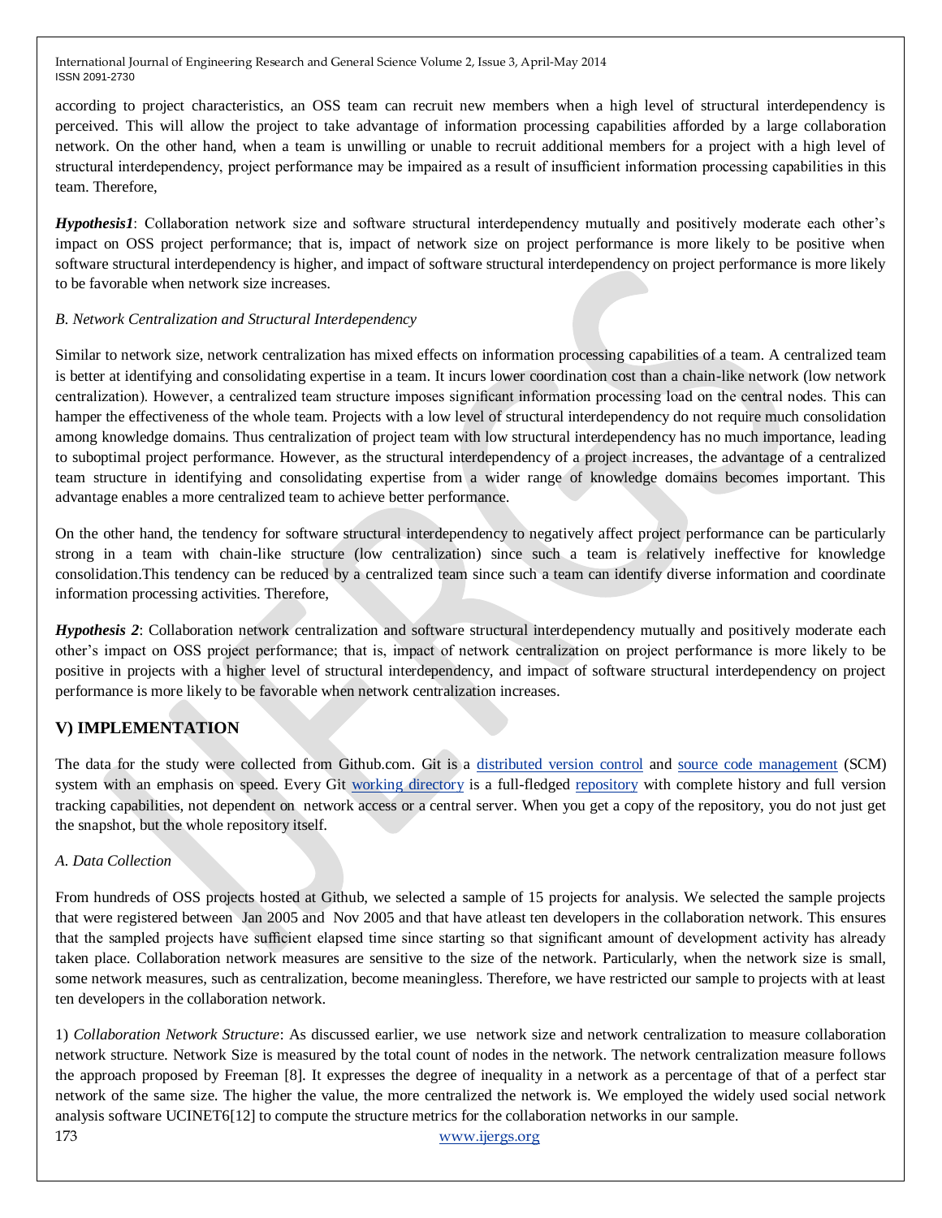according to project characteristics, an OSS team can recruit new members when a high level of structural interdependency is perceived. This will allow the project to take advantage of information processing capabilities afforded by a large collaboration network. On the other hand, when a team is unwilling or unable to recruit additional members for a project with a high level of structural interdependency, project performance may be impaired as a result of insufficient information processing capabilities in this team. Therefore,

***Hypothesis1***: Collaboration network size and software structural interdependency mutually and positively moderate each other's impact on OSS project performance; that is, impact of network size on project performance is more likely to be positive when software structural interdependency is higher, and impact of software structural interdependency on project performance is more likely to be favorable when network size increases.

### *B. Network Centralization and Structural Interdependency*

Similar to network size, network centralization has mixed effects on information processing capabilities of a team. A centralized team is better at identifying and consolidating expertise in a team. It incurs lower coordination cost than a chain-like network (low network centralization). However, a centralized team structure imposes significant information processing load on the central nodes. This can hamper the effectiveness of the whole team. Projects with a low level of structural interdependency do not require much consolidation among knowledge domains. Thus centralization of project team with low structural interdependency has no much importance, leading to suboptimal project performance. However, as the structural interdependency of a project increases, the advantage of a centralized team structure in identifying and consolidating expertise from a wider range of knowledge domains becomes important. This advantage enables a more centralized team to achieve better performance.

On the other hand, the tendency for software structural interdependency to negatively affect project performance can be particularly strong in a team with chain-like structure (low centralization) since such a team is relatively ineffective for knowledge consolidation.This tendency can be reduced by a centralized team since such a team can identify diverse information and coordinate information processing activities. Therefore,

***Hypothesis 2***: Collaboration network centralization and software structural interdependency mutually and positively moderate each other's impact on OSS project performance; that is, impact of network centralization on project performance is more likely to be positive in projects with a higher level of structural interdependency, and impact of software structural interdependency on project performance is more likely to be favorable when network centralization increases.

## V) IMPLEMENTATION

The data for the study were collected from Github.com. Git is a distributed version control and source code management (SCM) system with an emphasis on speed. Every Git working directory is a full-fledged repository with complete history and full version tracking capabilities, not dependent on network access or a central server. When you get a copy of the repository, you do not just get the snapshot, but the whole repository itself.

### *A. Data Collection*

From hundreds of OSS projects hosted at Github, we selected a sample of 15 projects for analysis. We selected the sample projects that were registered between Jan 2005 and Nov 2005 and that have atleast ten developers in the collaboration network. This ensures that the sampled projects have sufficient elapsed time since starting so that significant amount of development activity has already taken place. Collaboration network measures are sensitive to the size of the network. Particularly, when the network size is small, some network measures, such as centralization, become meaningless. Therefore, we have restricted our sample to projects with at least ten developers in the collaboration network.

1) *Collaboration Network Structure*: As discussed earlier, we use network size and network centralization to measure collaboration network structure. Network Size is measured by the total count of nodes in the network. The network centralization measure follows the approach proposed by Freeman [8]. It expresses the degree of inequality in a network as a percentage of that of a perfect star network of the same size. The higher the value, the more centralized the network is. We employed the widely used social network analysis software UCINET6[12] to compute the structure metrics for the collaboration networks in our sample.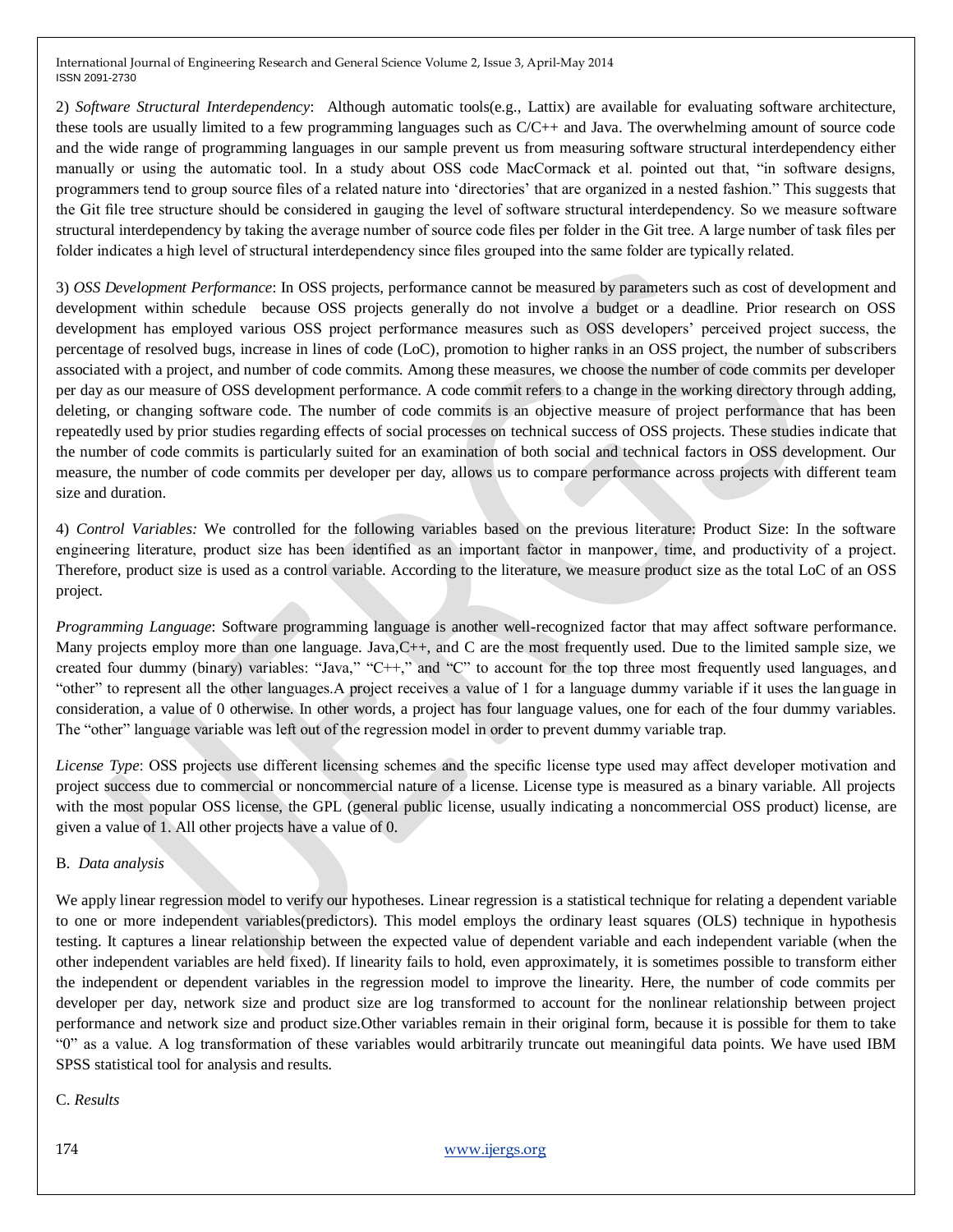2) *Software Structural Interdependency*: Although automatic tools(e.g., Lattix) are available for evaluating software architecture, these tools are usually limited to a few programming languages such as C/C++ and Java. The overwhelming amount of source code and the wide range of programming languages in our sample prevent us from measuring software structural interdependency either manually or using the automatic tool. In a study about OSS code MacCormack et al. pointed out that, "in software designs, programmers tend to group source files of a related nature into 'directories' that are organized in a nested fashion." This suggests that the Git file tree structure should be considered in gauging the level of software structural interdependency. So we measure software structural interdependency by taking the average number of source code files per folder in the Git tree. A large number of task files per folder indicates a high level of structural interdependency since files grouped into the same folder are typically related.

3) *OSS Development Performance*: In OSS projects, performance cannot be measured by parameters such as cost of development and development within schedule because OSS projects generally do not involve a budget or a deadline. Prior research on OSS development has employed various OSS project performance measures such as OSS developers' perceived project success, the percentage of resolved bugs, increase in lines of code (LoC), promotion to higher ranks in an OSS project, the number of subscribers associated with a project, and number of code commits. Among these measures, we choose the number of code commits per developer per day as our measure of OSS development performance. A code commit refers to a change in the working directory through adding, deleting, or changing software code. The number of code commits is an objective measure of project performance that has been repeatedly used by prior studies regarding effects of social processes on technical success of OSS projects. These studies indicate that the number of code commits is particularly suited for an examination of both social and technical factors in OSS development. Our measure, the number of code commits per developer per day, allows us to compare performance across projects with different team size and duration.

4) *Control Variables:* We controlled for the following variables based on the previous literature: Product Size: In the software engineering literature, product size has been identified as an important factor in manpower, time, and productivity of a project. Therefore, product size is used as a control variable. According to the literature, we measure product size as the total LoC of an OSS project.

*Programming Language*: Software programming language is another well-recognized factor that may affect software performance. Many projects employ more than one language. Java,C++, and C are the most frequently used. Due to the limited sample size, we created four dummy (binary) variables: "Java," "C++," and "C" to account for the top three most frequently used languages, and "other" to represent all the other languages.A project receives a value of 1 for a language dummy variable if it uses the language in consideration, a value of 0 otherwise. In other words, a project has four language values, one for each of the four dummy variables. The "other" language variable was left out of the regression model in order to prevent dummy variable trap.

*License Type*: OSS projects use different licensing schemes and the specific license type used may affect developer motivation and project success due to commercial or noncommercial nature of a license. License type is measured as a binary variable. All projects with the most popular OSS license, the GPL (general public license, usually indicating a noncommercial OSS product) license, are given a value of 1. All other projects have a value of 0.

B. *Data analysis*

We apply linear regression model to verify our hypotheses. Linear regression is a statistical technique for relating a dependent variable to one or more independent variables(predictors). This model employs the ordinary least squares (OLS) technique in hypothesis testing. It captures a linear relationship between the expected value of dependent variable and each independent variable (when the other independent variables are held fixed). If linearity fails to hold, even approximately, it is sometimes possible to transform either the independent or dependent variables in the regression model to improve the linearity. Here, the number of code commits per developer per day, network size and product size are log transformed to account for the nonlinear relationship between project performance and network size and product size.Other variables remain in their original form, because it is possible for them to take "0" as a value. A log transformation of these variables would arbitrarily truncate out meaningiful data points. We have used IBM SPSS statistical tool for analysis and results.

C. *Results*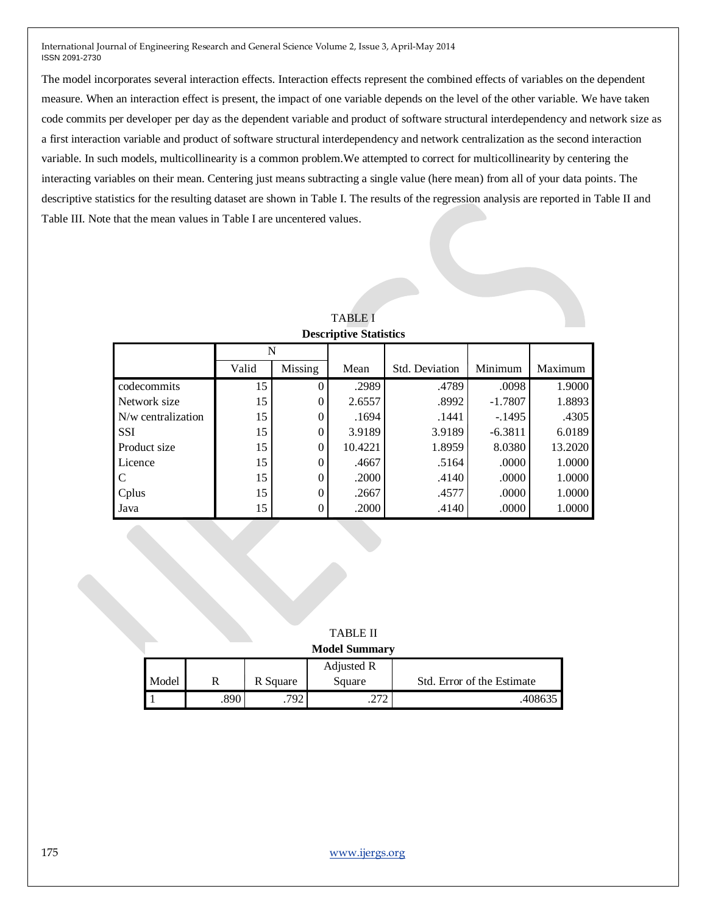The model incorporates several interaction effects. Interaction effects represent the combined effects of variables on the dependent measure. When an interaction effect is present, the impact of one variable depends on the level of the other variable. We have taken code commits per developer per day as the dependent variable and product of software structural interdependency and network size as a first interaction variable and product of software structural interdependency and network centralization as the second interaction variable. In such models, multicollinearity is a common problem.We attempted to correct for multicollinearity by centering the interacting variables on their mean. Centering just means subtracting a single value (here mean) from all of your data points. The descriptive statistics for the resulting dataset are shown in Table I. The results of the regression analysis are reported in Table II and Table III. Note that the mean values in Table I are uncentered values.

TABLE I

**Descriptive Statistics**

| | N | | Mean | Std. Deviation | Minimum | Maximum |
|---|---|---|---|---|---|---|
| | Valid | Missing | | | | |
| codecommits | 15 | 0 | .2989 | .4789 | .0098 | 1.9000 |
| Network size | 15 | 0 | 2.6557 | .8992 | -1.7807 | 1.8893 |
| N/w centralization | 15 | 0 | .1694 | .1441 | -.1495 | .4305 |
| SSI | 15 | 0 | 3.9189 | 3.9189 | -6.3811 | 6.0189 |
| Product size | 15 | 0 | 10.4221 | 1.8959 | 8.0380 | 13.2020 |
| Licence | 15 | 0 | .4667 | .5164 | .0000 | 1.0000 |
| C | 15 | 0 | .2000 | .4140 | .0000 | 1.0000 |
| Cplus | 15 | 0 | .2667 | .4577 | .0000 | 1.0000 |
| Java | 15 | 0 | .2000 | .4140 | .0000 | 1.0000 |

TABLE II

**Model Summary**

| Model | R | R Square | Adjusted R Square | Std. Error of the Estimate |
|---|---|---|---|---|
| 1 | .890 | .792 | .272 | .408635 |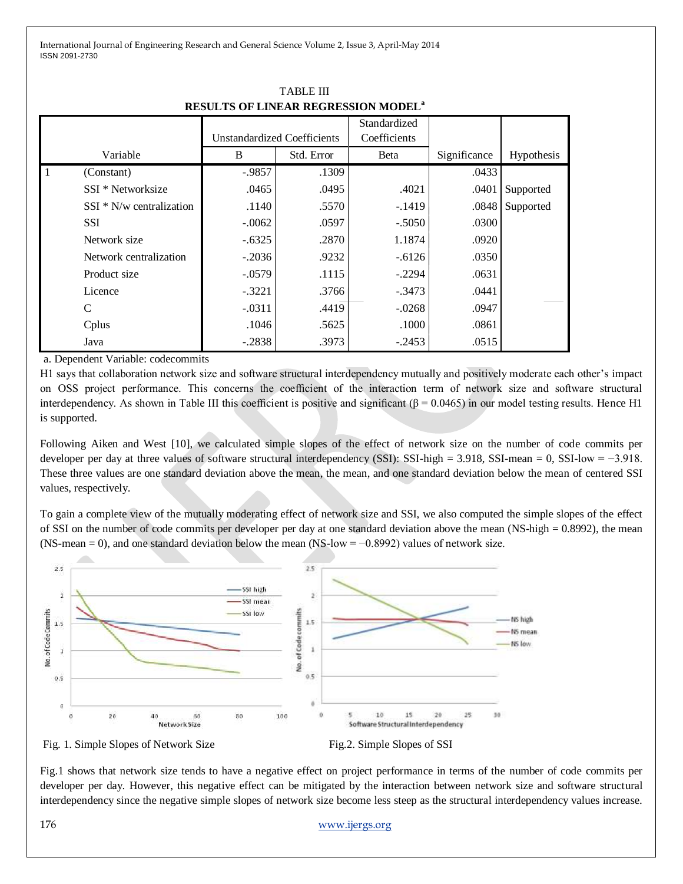TABLE III

**RESULTS OF LINEAR REGRESSION MODEL[a]**

| | Variable | Unstandardized Coefficients B | Unstandardized Coefficients Std. Error | Standardized Coefficients Beta | Significance | Hypothesis |
|---|---|---|---|---|---|---|
| 1 | (Constant) | -.9857 | .1309 | | .0433 | |
| | SSI * Networksize | .0465 | .0495 | .4021 | .0401 | Supported |
| | SSI * N/w centralization | .1140 | .5570 | -.1419 | .0848 | Supported |
| | SSI | -.0062 | .0597 | -.5050 | .0300 | |
| | Network size | -.6325 | .2870 | 1.1874 | .0920 | |
| | Network centralization | -.2036 | .9232 | -.6126 | .0350 | |
| | Product size | -.0579 | .1115 | -.2294 | .0631 | |
| | Licence | -.3221 | .3766 | -.3473 | .0441 | |
| | C | -.0311 | .4419 | -.0268 | .0947 | |
| | Cplus | .1046 | .5625 | .1000 | .0861 | |
| | Java | -.2838 | .3973 | -.2453 | .0515 | |

a. Dependent Variable: codecommits

H1 says that collaboration network size and software structural interdependency mutually and positively moderate each other's impact on OSS project performance. This concerns the coefficient of the interaction term of network size and software structural interdependency. As shown in Table III this coefficient is positive and significant ($\beta = 0.0465$) in our model testing results. Hence H1 is supported.

Following Aiken and West [10], we calculated simple slopes of the effect of network size on the number of code commits per developer per day at three values of software structural interdependency (SSI): SSI-high = 3.918, SSI-mean = 0, SSI-low = −3.918. These three values are one standard deviation above the mean, the mean, and one standard deviation below the mean of centered SSI values, respectively.

To gain a complete view of the mutually moderating effect of network size and SSI, we also computed the simple slopes of the effect of SSI on the number of code commits per developer per day at one standard deviation above the mean (NS-high = 0.8992), the mean (NS-mean = 0), and one standard deviation below the mean (NS-low = −0.8992) values of network size.

Fig. 1. Simple Slopes of Network Size

Fig.2. Simple Slopes of SSI

Fig.1 shows that network size tends to have a negative effect on project performance in terms of the number of code commits per developer per day. However, this negative effect can be mitigated by the interaction between network size and software structural interdependency since the negative simple slopes of network size become less steep as the structural interdependency values increase.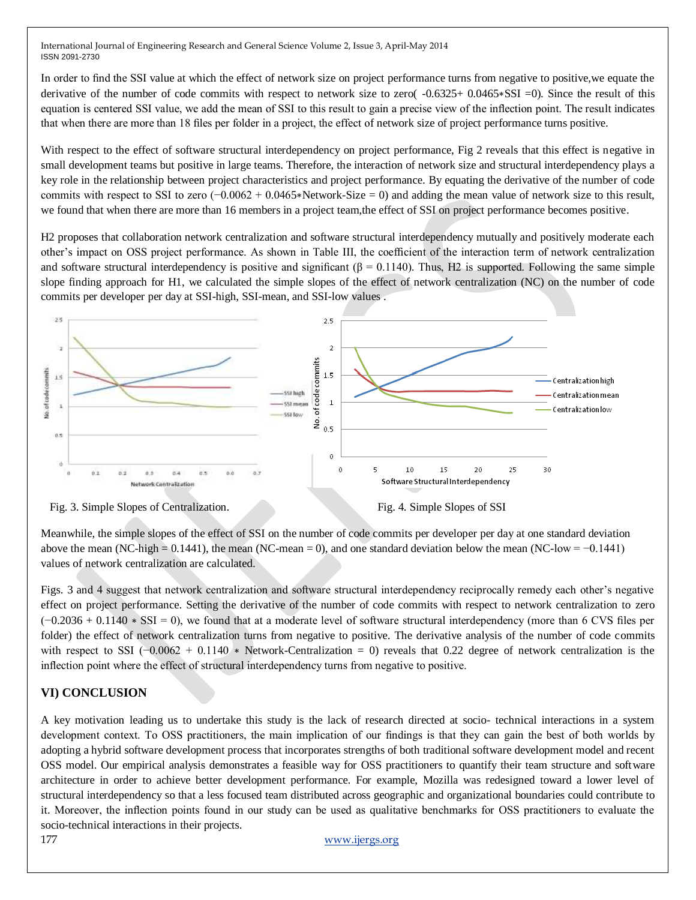In order to find the SSI value at which the effect of network size on project performance turns from negative to positive,we equate the derivative of the number of code commits with respect to network size to zero( $-0.6325+ 0.0465*SSI =0$). Since the result of this equation is centered SSI value, we add the mean of SSI to this result to gain a precise view of the inflection point. The result indicates that when there are more than 18 files per folder in a project, the effect of network size of project performance turns positive.

With respect to the effect of software structural interdependency on project performance, Fig 2 reveals that this effect is negative in small development teams but positive in large teams. Therefore, the interaction of network size and structural interdependency plays a key role in the relationship between project characteristics and project performance. By equating the derivative of the number of code commits with respect to SSI to zero ($-0.0062 + 0.0465*\text{Network-Size} = 0$) and adding the mean value of network size to this result, we found that when there are more than 16 members in a project team,the effect of SSI on project performance becomes positive.

H2 proposes that collaboration network centralization and software structural interdependency mutually and positively moderate each other's impact on OSS project performance. As shown in Table III, the coefficient of the interaction term of network centralization and software structural interdependency is positive and significant ($\beta = 0.1140$). Thus, H2 is supported. Following the same simple slope finding approach for H1, we calculated the simple slopes of the effect of network centralization (NC) on the number of code commits per developer per day at SSI-high, SSI-mean, and SSI-low values .

Fig. 3. Simple Slopes of Centralization.

Fig. 4. Simple Slopes of SSI

Meanwhile, the simple slopes of the effect of SSI on the number of code commits per developer per day at one standard deviation above the mean (NC-high = 0.1441), the mean (NC-mean = 0), and one standard deviation below the mean (NC-low = −0.1441) values of network centralization are calculated.

Figs. 3 and 4 suggest that network centralization and software structural interdependency reciprocally remedy each other's negative effect on project performance. Setting the derivative of the number of code commits with respect to network centralization to zero ($-0.2036 + 0.1140 * SSI = 0$), we found that at a moderate level of software structural interdependency (more than 6 CVS files per folder) the effect of network centralization turns from negative to positive. The derivative analysis of the number of code commits with respect to SSI ($-0.0062 + 0.1140 * \text{Network-Centralization} = 0$) reveals that 0.22 degree of network centralization is the inflection point where the effect of structural interdependency turns from negative to positive.

## VI) CONCLUSION

A key motivation leading us to undertake this study is the lack of research directed at socio- technical interactions in a system development context. To OSS practitioners, the main implication of our findings is that they can gain the best of both worlds by adopting a hybrid software development process that incorporates strengths of both traditional software development model and recent OSS model. Our empirical analysis demonstrates a feasible way for OSS practitioners to quantify their team structure and software architecture in order to achieve better development performance. For example, Mozilla was redesigned toward a lower level of structural interdependency so that a less focused team distributed across geographic and organizational boundaries could contribute to it. Moreover, the inflection points found in our study can be used as qualitative benchmarks for OSS practitioners to evaluate the socio-technical interactions in their projects.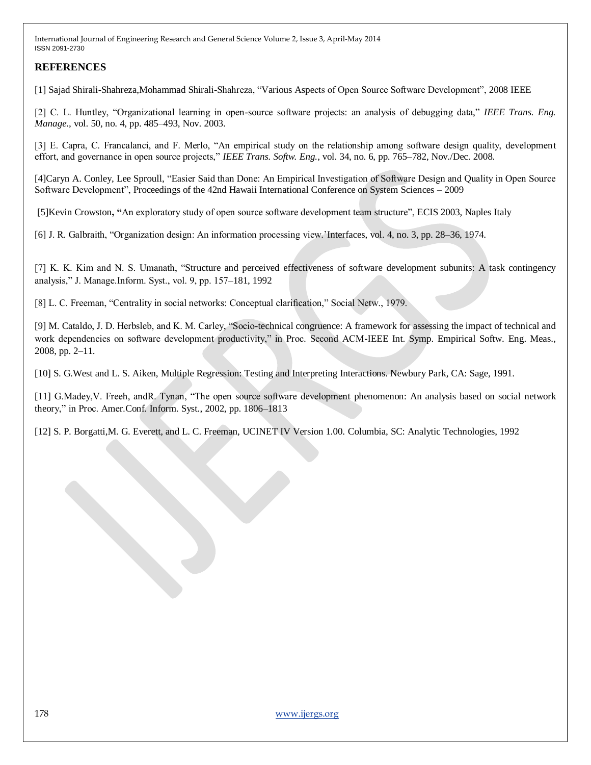## REFERENCES

[1] Sajad Shirali-Shahreza,Mohammad Shirali-Shahreza, “Various Aspects of Open Source Software Development”, 2008 IEEE

[2] C. L. Huntley, “Organizational learning in open-source software projects: an analysis of debugging data,” *IEEE Trans. Eng. Manage.*, vol. 50, no. 4, pp. 485–493, Nov. 2003.

[3] E. Capra, C. Francalanci, and F. Merlo, “An empirical study on the relationship among software design quality, development effort, and governance in open source projects,” *IEEE Trans. Softw. Eng.*, vol. 34, no. 6, pp. 765–782, Nov./Dec. 2008.

[4]Caryn A. Conley, Lee Sproull, “Easier Said than Done: An Empirical Investigation of Software Design and Quality in Open Source Software Development”, Proceedings of the 42nd Hawaii International Conference on System Sciences – 2009

[5]Kevin Crowston**, “**An exploratory study of open source software development team structure”, ECIS 2003, Naples Italy

[6] J. R. Galbraith, “Organization design: An information processing view.’Interfaces, vol. 4, no. 3, pp. 28–36, 1974.

[7] K. K. Kim and N. S. Umanath, “Structure and perceived effectiveness of software development subunits: A task contingency analysis,” J. Manage.Inform. Syst., vol. 9, pp. 157–181, 1992

[8] L. C. Freeman, “Centrality in social networks: Conceptual clarification,” Social Netw., 1979.

[9] M. Cataldo, J. D. Herbsleb, and K. M. Carley, “Socio-technical congruence: A framework for assessing the impact of technical and work dependencies on software development productivity,” in Proc. Second ACM-IEEE Int. Symp. Empirical Softw. Eng. Meas., 2008, pp. 2–11.

[10] S. G.West and L. S. Aiken, Multiple Regression: Testing and Interpreting Interactions. Newbury Park, CA: Sage, 1991.

[11] G.Madey,V. Freeh, andR. Tynan, “The open source software development phenomenon: An analysis based on social network theory,” in Proc. Amer.Conf. Inform. Syst., 2002, pp. 1806–1813

[12] S. P. Borgatti,M. G. Everett, and L. C. Freeman, UCINET IV Version 1.00. Columbia, SC: Analytic Technologies, 1992